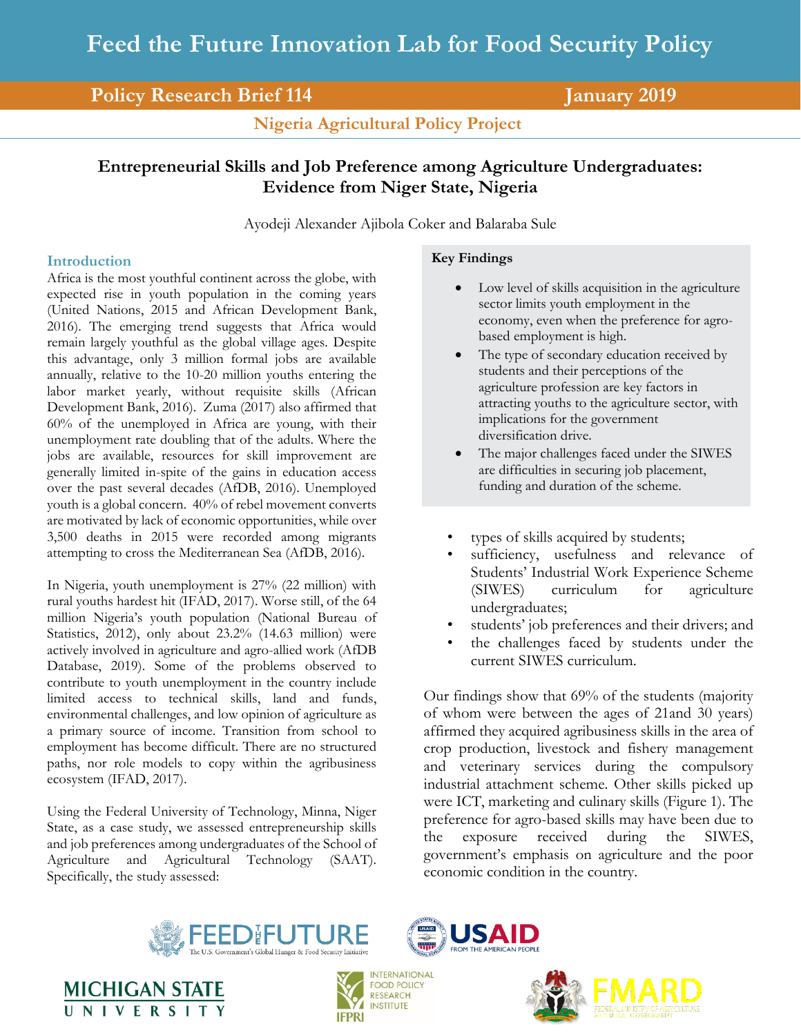# Feed the Future Innovation Lab for Food Security Policy

**Policy Research Brief 114** — **January 2019**

**Nigeria Agricultural Policy Project**

## Entrepreneurial Skills and Job Preference among Agriculture Undergraduates: Evidence from Niger State, Nigeria

Ayodeji Alexander Ajibola Coker and Balaraba Sule

### Key Findings

- Low level of skills acquisition in the agriculture sector limits youth employment in the economy, even when the preference for agro-based employment is high.
- The type of secondary education received by students and their perceptions of the agriculture profession are key factors in attracting youths to the agriculture sector, with implications for the government diversification drive.
- The major challenges faced under the SIWES are difficulties in securing job placement, funding and duration of the scheme.

### Introduction

Africa is the most youthful continent across the globe, with expected rise in youth population in the coming years (United Nations, 2015 and African Development Bank, 2016). The emerging trend suggests that Africa would remain largely youthful as the global village ages. Despite this advantage, only 3 million formal jobs are available annually, relative to the 10-20 million youths entering the labor market yearly, without requisite skills (African Development Bank, 2016). Zuma (2017) also affirmed that 60% of the unemployed in Africa are young, with their unemployment rate doubling that of the adults. Where the jobs are available, resources for skill improvement are generally limited in-spite of the gains in education access over the past several decades (AfDB, 2016). Unemployed youth is a global concern. 40% of rebel movement converts are motivated by lack of economic opportunities, while over 3,500 deaths in 2015 were recorded among migrants attempting to cross the Mediterranean Sea (AfDB, 2016).

In Nigeria, youth unemployment is 27% (22 million) with rural youths hardest hit (IFAD, 2017). Worse still, of the 64 million Nigeria's youth population (National Bureau of Statistics, 2012), only about 23.2% (14.63 million) were actively involved in agriculture and agro-allied work (AfDB Database, 2019). Some of the problems observed to contribute to youth unemployment in the country include limited access to technical skills, land and funds, environmental challenges, and low opinion of agriculture as a primary source of income. Transition from school to employment has become difficult. There are no structured paths, nor role models to copy within the agribusiness ecosystem (IFAD, 2017).

Using the Federal University of Technology, Minna, Niger State, as a case study, we assessed entrepreneurship skills and job preferences among undergraduates of the School of Agriculture and Agricultural Technology (SAAT). Specifically, the study assessed:

- types of skills acquired by students;
- sufficiency, usefulness and relevance of Students' Industrial Work Experience Scheme (SIWES) curriculum for agriculture undergraduates;
- students' job preferences and their drivers; and
- the challenges faced by students under the current SIWES curriculum.

Our findings show that 69% of the students (majority of whom were between the ages of 21and 30 years) affirmed they acquired agribusiness skills in the area of crop production, livestock and fishery management and veterinary services during the compulsory industrial attachment scheme. Other skills picked up were ICT, marketing and culinary skills (Figure 1). The preference for agro-based skills may have been due to the exposure received during the SIWES, government's emphasis on agriculture and the poor economic condition in the country.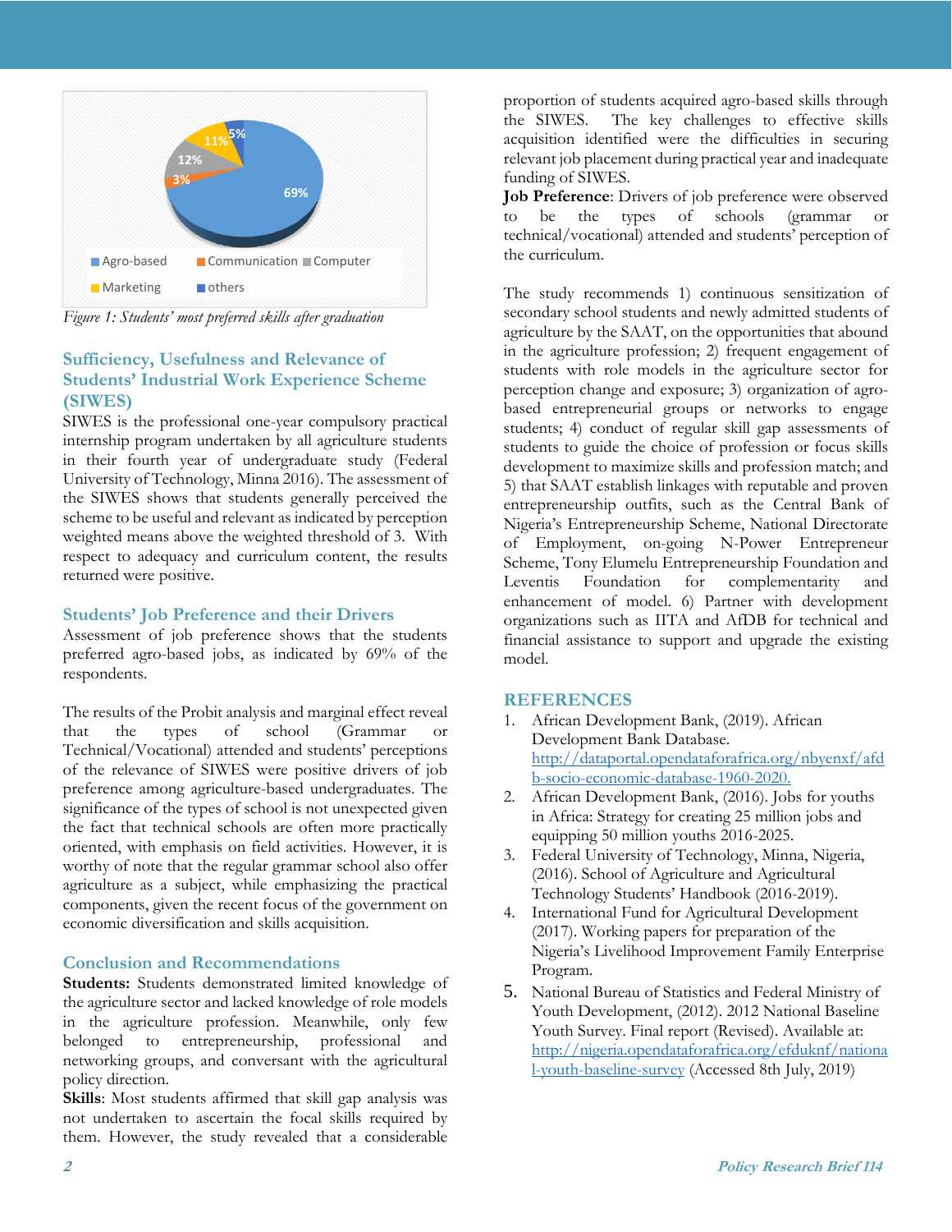11%
5%
12%
3%
69%

Agro-based
Communication
Computer
Marketing
others

*Figure 1: Students' most preferred skills after graduation*

## Sufficiency, Usefulness and Relevance of Students' Industrial Work Experience Scheme (SIWES)

SIWES is the professional one-year compulsory practical internship program undertaken by all agriculture students in their fourth year of undergraduate study (Federal University of Technology, Minna 2016). The assessment of the SIWES shows that students generally perceived the scheme to be useful and relevant as indicated by perception weighted means above the weighted threshold of 3. With respect to adequacy and curriculum content, the results returned were positive.

## Students' Job Preference and their Drivers

Assessment of job preference shows that the students preferred agro-based jobs, as indicated by 69% of the respondents.

The results of the Probit analysis and marginal effect reveal that the types of school (Grammar or Technical/Vocational) attended and students' perceptions of the relevance of SIWES were positive drivers of job preference among agriculture-based undergraduates. The significance of the types of school is not unexpected given the fact that technical schools are often more practically oriented, with emphasis on field activities. However, it is worthy of note that the regular grammar school also offer agriculture as a subject, while emphasizing the practical components, given the recent focus of the government on economic diversification and skills acquisition.

## Conclusion and Recommendations

**Students:** Students demonstrated limited knowledge of the agriculture sector and lacked knowledge of role models in the agriculture profession. Meanwhile, only few belonged to entrepreneurship, professional and networking groups, and conversant with the agricultural policy direction.

**Skills**: Most students affirmed that skill gap analysis was not undertaken to ascertain the focal skills required by them. However, the study revealed that a considerable proportion of students acquired agro-based skills through the SIWES. The key challenges to effective skills acquisition identified were the difficulties in securing relevant job placement during practical year and inadequate funding of SIWES.

**Job Preference**: Drivers of job preference were observed to be the types of schools (grammar or technical/vocational) attended and students' perception of the curriculum.

The study recommends 1) continuous sensitization of secondary school students and newly admitted students of agriculture by the SAAT, on the opportunities that abound in the agriculture profession; 2) frequent engagement of students with role models in the agriculture sector for perception change and exposure; 3) organization of agro-based entrepreneurial groups or networks to engage students; 4) conduct of regular skill gap assessments of students to guide the choice of profession or focus skills development to maximize skills and profession match; and 5) that SAAT establish linkages with reputable and proven entrepreneurship outfits, such as the Central Bank of Nigeria's Entrepreneurship Scheme, National Directorate of Employment, on-going N-Power Entrepreneur Scheme, Tony Elumelu Entrepreneurship Foundation and Leventis Foundation for complementarity and enhancement of model. 6) Partner with development organizations such as IITA and AfDB for technical and financial assistance to support and upgrade the existing model.

## REFERENCES

1. African Development Bank, (2019). African Development Bank Database. http://dataportal.opendataforafrica.org/nbyenxf/afdb-socio-economic-database-1960-2020.
2. African Development Bank, (2016). Jobs for youths in Africa: Strategy for creating 25 million jobs and equipping 50 million youths 2016-2025.
3. Federal University of Technology, Minna, Nigeria, (2016). School of Agriculture and Agricultural Technology Students' Handbook (2016-2019).
4. International Fund for Agricultural Development (2017). Working papers for preparation of the Nigeria's Livelihood Improvement Family Enterprise Program.
5. National Bureau of Statistics and Federal Ministry of Youth Development, (2012). 2012 National Baseline Youth Survey. Final report (Revised). Available at: http://nigeria.opendataforafrica.org/efduknf/national-youth-baseline-survey (Accessed 8th July, 2019)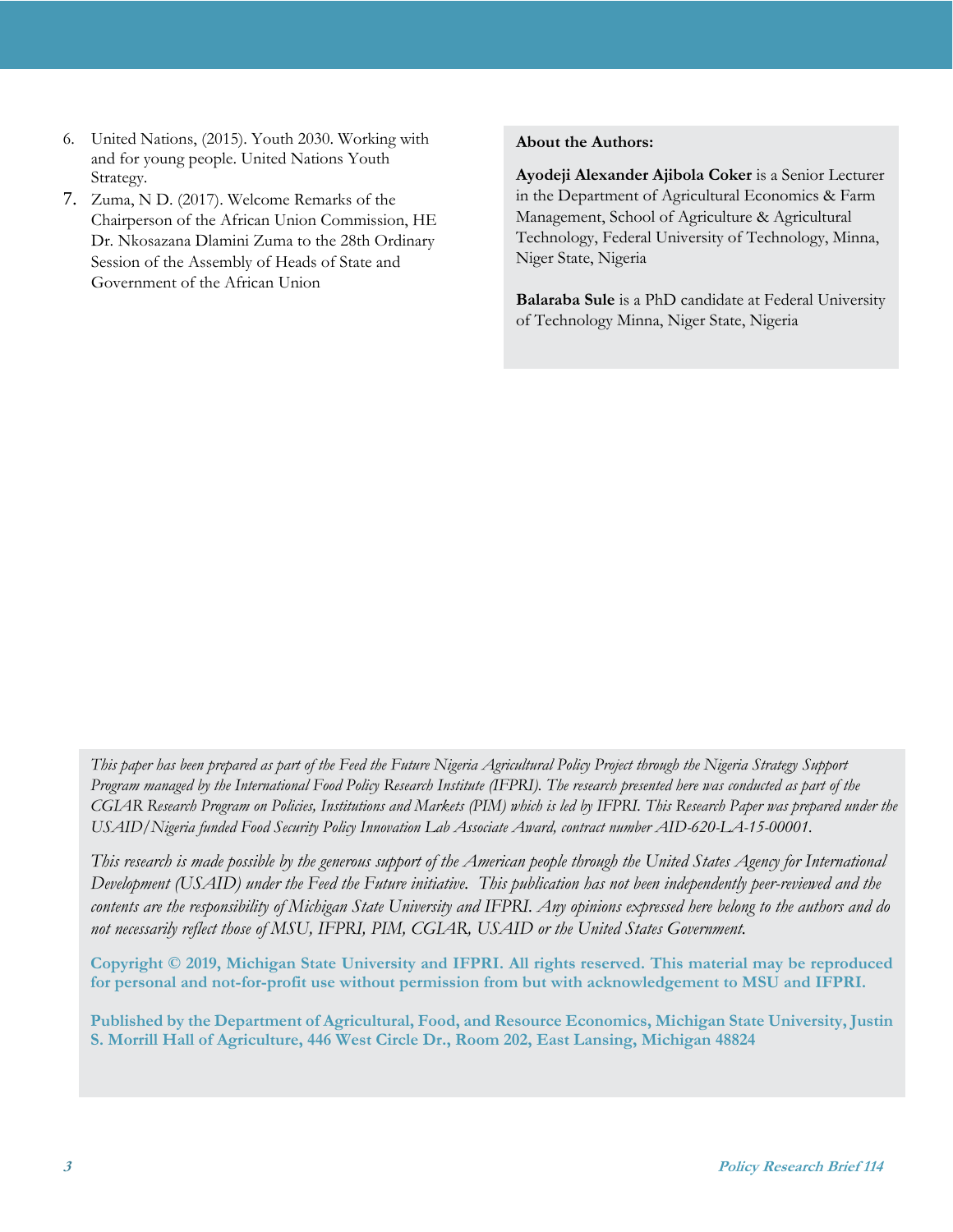6. United Nations, (2015). Youth 2030. Working with and for young people. United Nations Youth Strategy.
7. Zuma, N D. (2017). Welcome Remarks of the Chairperson of the African Union Commission, HE Dr. Nkosazana Dlamini Zuma to the 28th Ordinary Session of the Assembly of Heads of State and Government of the African Union

**About the Authors:**

**Ayodeji Alexander Ajibola Coker** is a Senior Lecturer in the Department of Agricultural Economics & Farm Management, School of Agriculture & Agricultural Technology, Federal University of Technology, Minna, Niger State, Nigeria

**Balaraba Sule** is a PhD candidate at Federal University of Technology Minna, Niger State, Nigeria

*This paper has been prepared as part of the Feed the Future Nigeria Agricultural Policy Project through the Nigeria Strategy Support Program managed by the International Food Policy Research Institute (IFPRI). The research presented here was conducted as part of the CGIAR Research Program on Policies, Institutions and Markets (PIM) which is led by IFPRI. This Research Paper was prepared under the USAID/Nigeria funded Food Security Policy Innovation Lab Associate Award, contract number AID-620-LA-15-00001.*

*This research is made possible by the generous support of the American people through the United States Agency for International Development (USAID) under the Feed the Future initiative. This publication has not been independently peer-reviewed and the contents are the responsibility of Michigan State University and IFPRI. Any opinions expressed here belong to the authors and do not necessarily reflect those of MSU, IFPRI, PIM, CGIAR, USAID or the United States Government.*

**Copyright © 2019, Michigan State University and IFPRI. All rights reserved. This material may be reproduced for personal and not-for-profit use without permission from but with acknowledgement to MSU and IFPRI.**

**Published by the Department of Agricultural, Food, and Resource Economics, Michigan State University, Justin S. Morrill Hall of Agriculture, 446 West Circle Dr., Room 202, East Lansing, Michigan 48824**